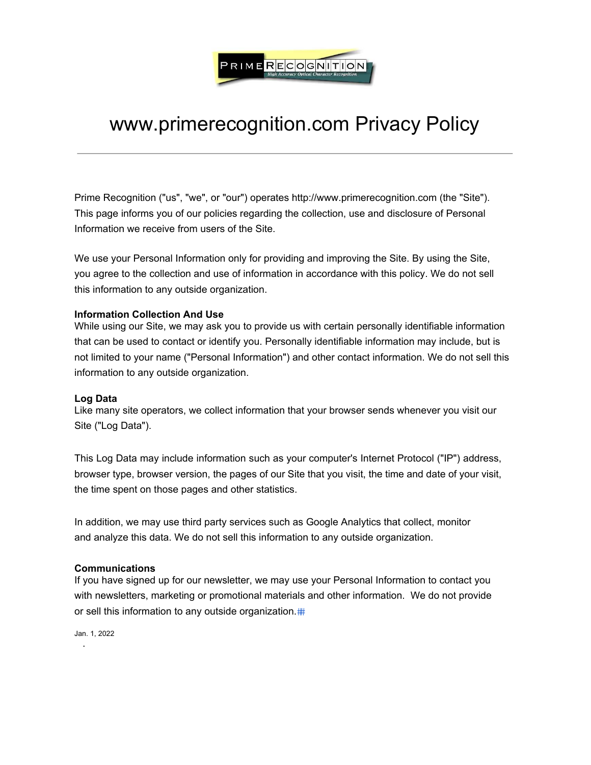# www.primerecognition.com Privacy Policy

---

Prime Recognition ("us", "we", or "our") operates http://www.primerecognition.com (the "Site"). This page informs you of our policies regarding the collection, use and disclosure of Personal Information we receive from users of the Site.

We use your Personal Information only for providing and improving the Site. By using the Site, you agree to the collection and use of information in accordance with this policy. We do not sell this information to any outside organization.

**Information Collection And Use**
While using our Site, we may ask you to provide us with certain personally identifiable information that can be used to contact or identify you. Personally identifiable information may include, but is not limited to your name ("Personal Information") and other contact information. We do not sell this information to any outside organization.

**Log Data**
Like many site operators, we collect information that your browser sends whenever you visit our Site ("Log Data").

This Log Data may include information such as your computer's Internet Protocol ("IP") address, browser type, browser version, the pages of our Site that you visit, the time and date of your visit, the time spent on those pages and other statistics.

In addition, we may use third party services such as Google Analytics that collect, monitor and analyze this data. We do not sell this information to any outside organization.

**Communications**
If you have signed up for our newsletter, we may use your Personal Information to contact you with newsletters, marketing or promotional materials and other information. We do not provide or sell this information to any outside organization.

Jan. 1, 2022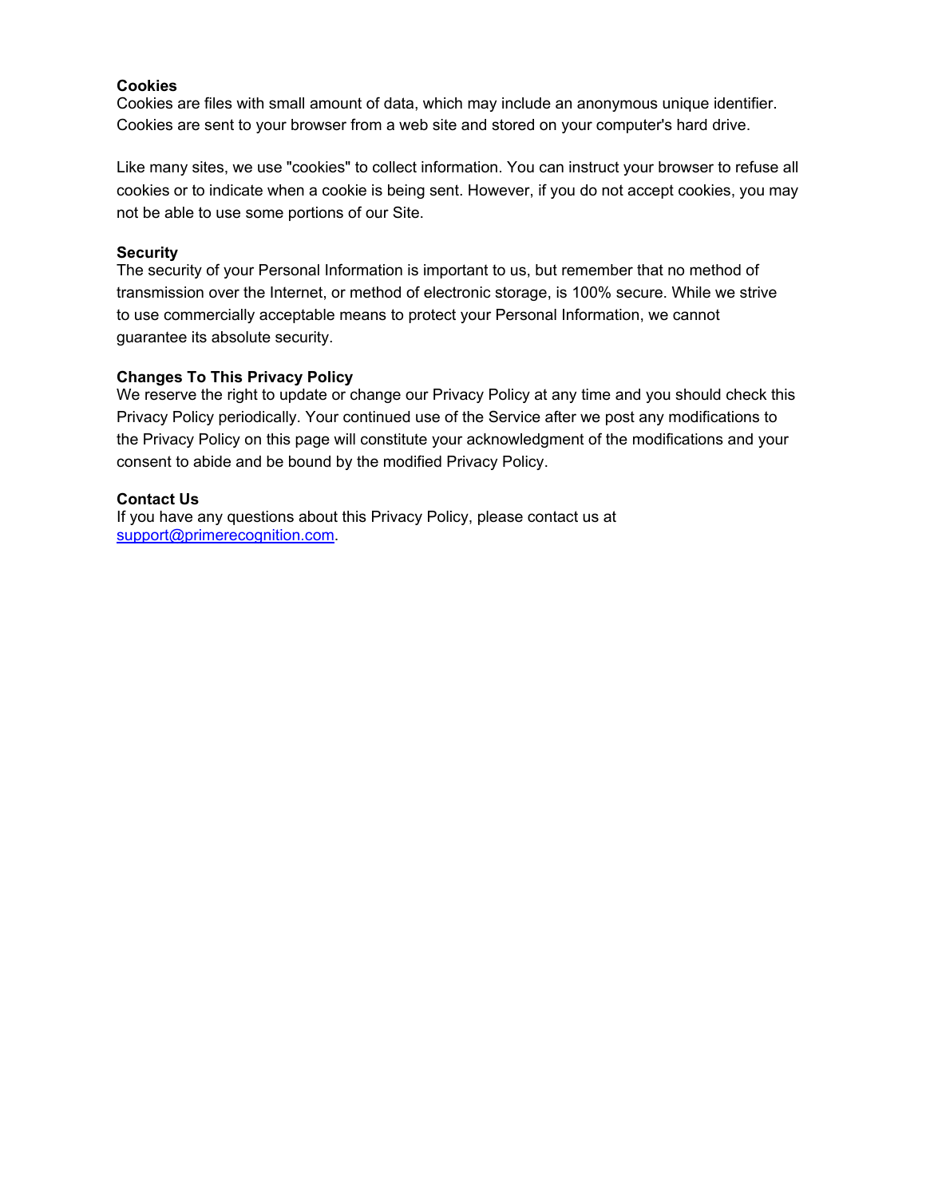**Cookies**
Cookies are files with small amount of data, which may include an anonymous unique identifier. Cookies are sent to your browser from a web site and stored on your computer's hard drive.

Like many sites, we use "cookies" to collect information. You can instruct your browser to refuse all cookies or to indicate when a cookie is being sent. However, if you do not accept cookies, you may not be able to use some portions of our Site.

**Security**
The security of your Personal Information is important to us, but remember that no method of transmission over the Internet, or method of electronic storage, is 100% secure. While we strive to use commercially acceptable means to protect your Personal Information, we cannot guarantee its absolute security.

**Changes To This Privacy Policy**
We reserve the right to update or change our Privacy Policy at any time and you should check this Privacy Policy periodically. Your continued use of the Service after we post any modifications to the Privacy Policy on this page will constitute your acknowledgment of the modifications and your consent to abide and be bound by the modified Privacy Policy.

**Contact Us**
If you have any questions about this Privacy Policy, please contact us at [support@primerecognition.com](mailto:support@primerecognition.com).